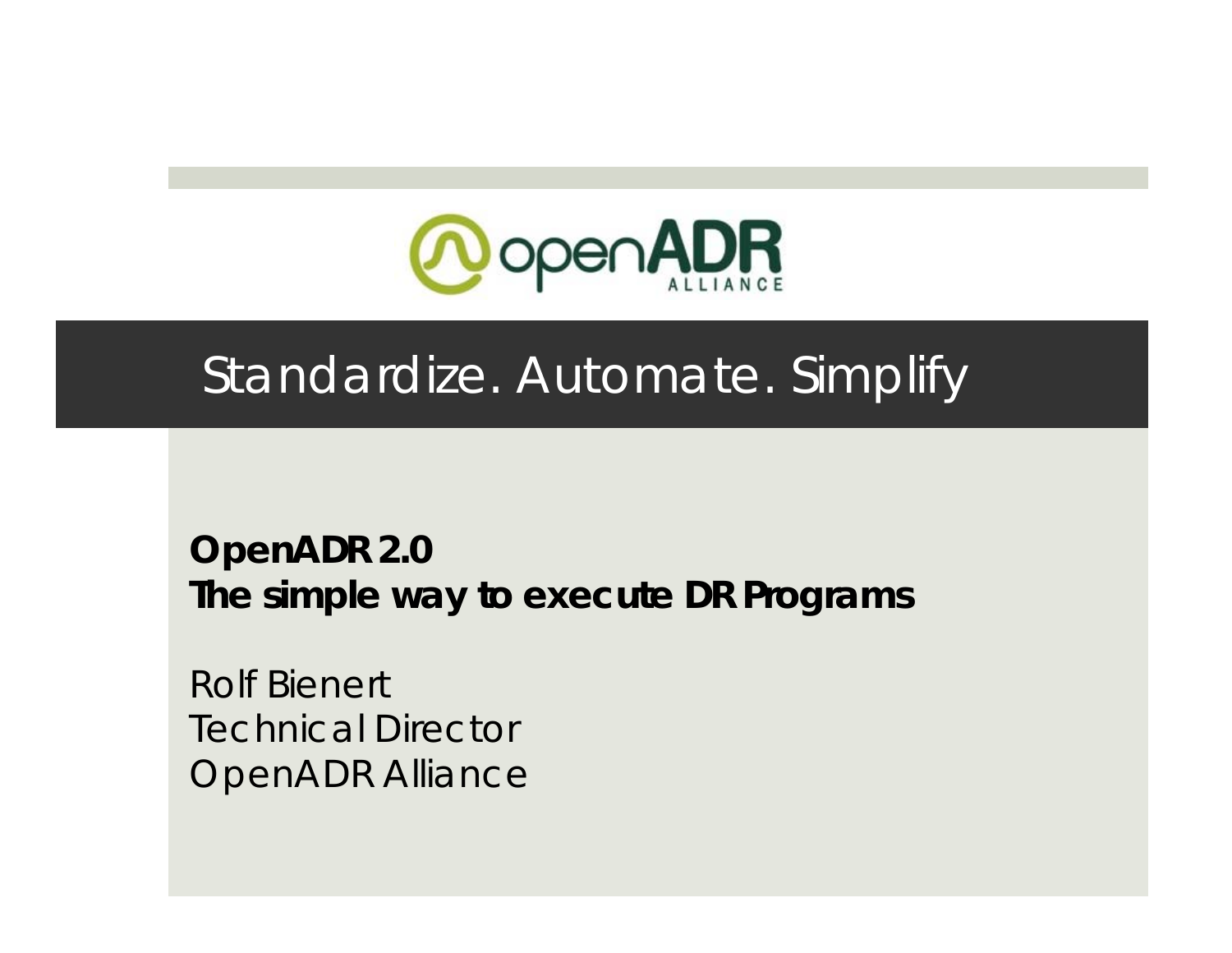# Standardize. Automate. Simplify

**OpenADR 2.0**
**The simple way to execute DR Programs**

Rolf Bienert
Technical Director
OpenADR Alliance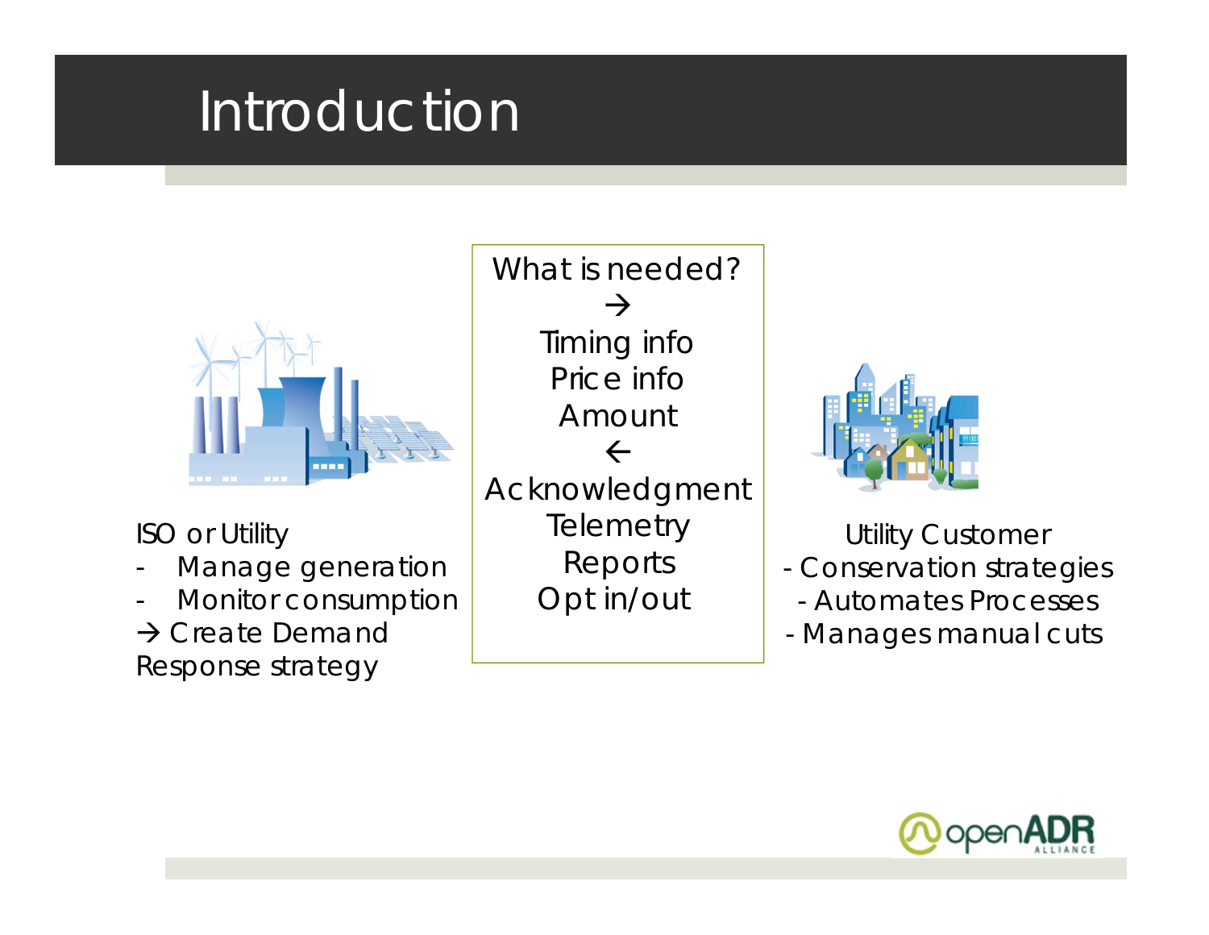# Introduction

ISO or Utility

- Manage generation
- Monitor consumption

→ Create Demand Response strategy

What is needed?

→

Timing info

Price info

Amount

←

Acknowledgment

Telemetry

Reports

Opt in/out

Utility Customer

- Conservation strategies
- Automates Processes
- Manages manual cuts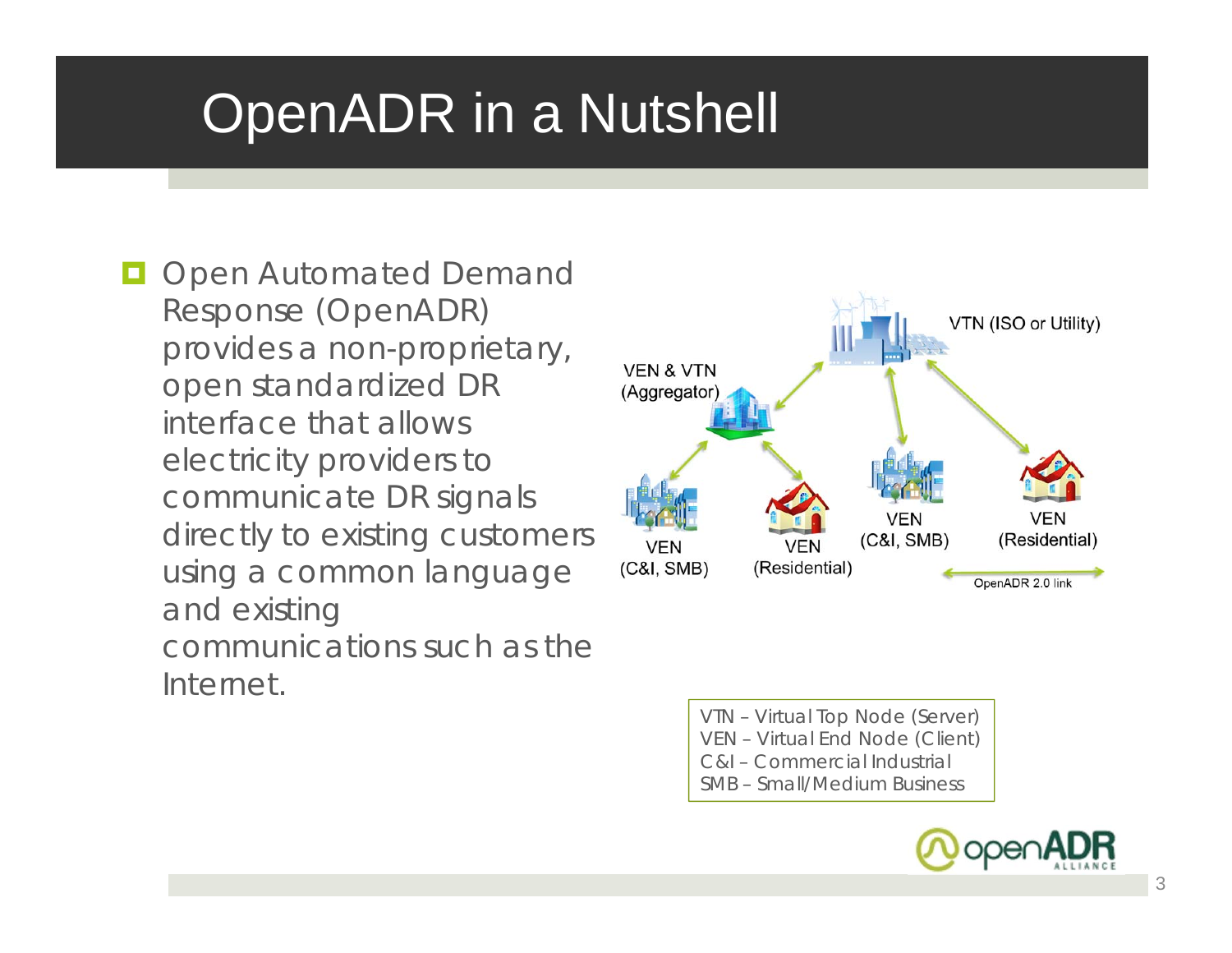# OpenADR in a Nutshell

- Open Automated Demand Response (OpenADR) provides a non-proprietary, open standardized DR interface that allows electricity providers to communicate DR signals directly to existing customers using a common language and existing communications such as the Internet.

VTN (ISO or Utility)

VEN & VTN (Aggregator)

VEN (C&I, SMB)

VEN (Residential)

VEN (C&I, SMB)

VEN (Residential)

OpenADR 2.0 link

VTN – Virtual Top Node (Server)
VEN – Virtual End Node (Client)
C&I – Commercial Industrial
SMB – Small/Medium Business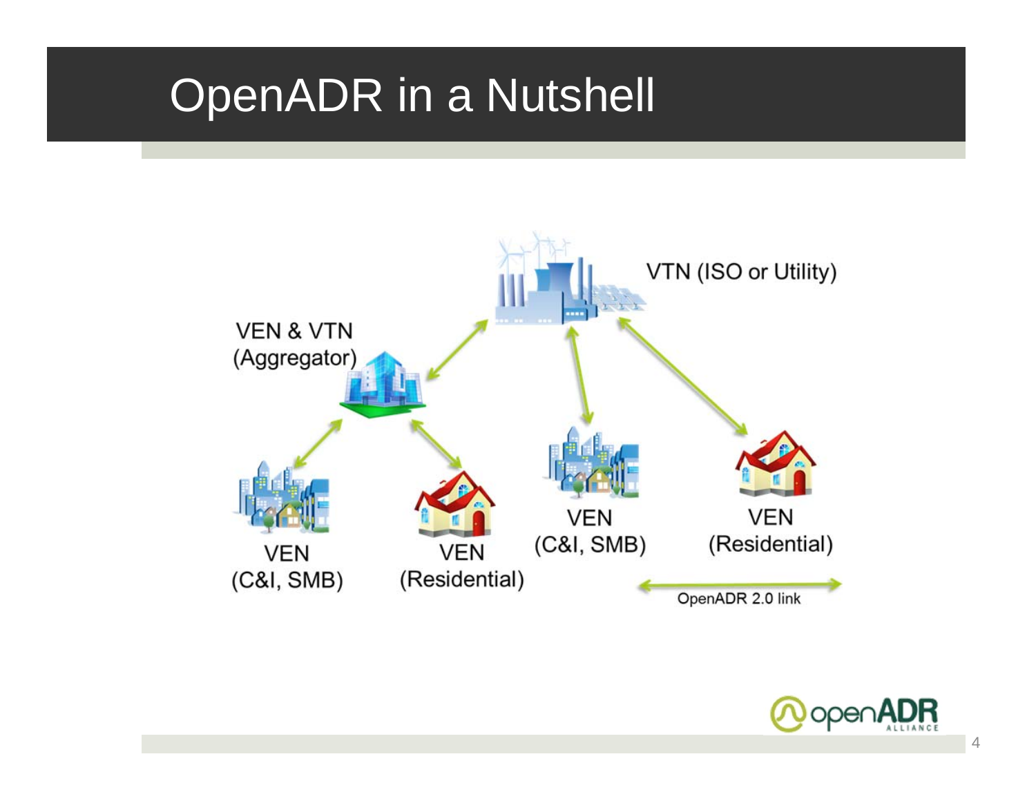# OpenADR in a Nutshell

VTN (ISO or Utility)

VEN & VTN
(Aggregator)

VEN
(C&I, SMB)

VEN
(Residential)

VEN
(C&I, SMB)

VEN
(Residential)

OpenADR 2.0 link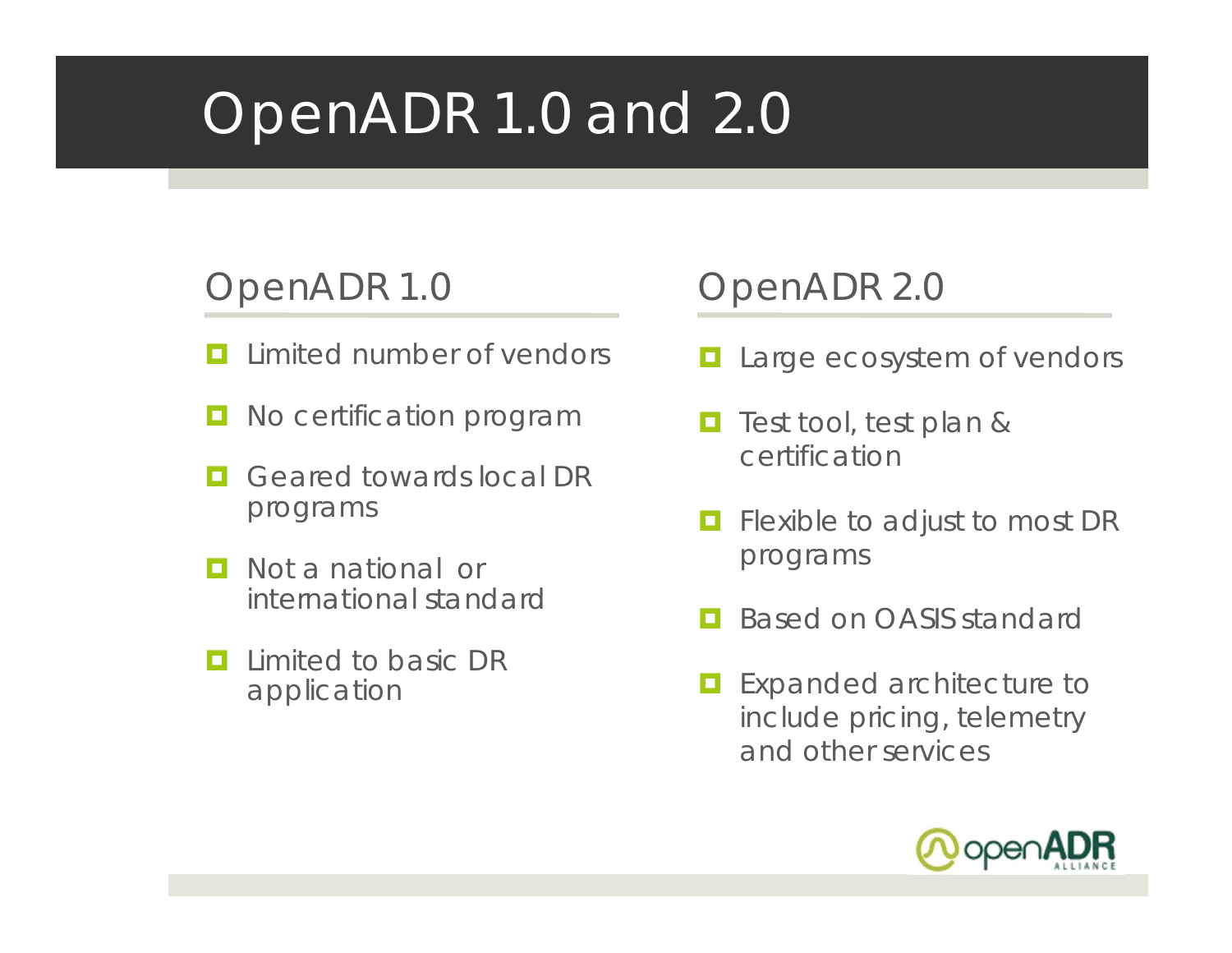# OpenADR 1.0 and 2.0

## OpenADR 1.0

- Limited number of vendors
- No certification program
- Geared towards local DR programs
- Not a national or international standard
- Limited to basic DR application

## OpenADR 2.0

- Large ecosystem of vendors
- Test tool, test plan & certification
- Flexible to adjust to most DR programs
- Based on OASIS standard
- Expanded architecture to include pricing, telemetry and other services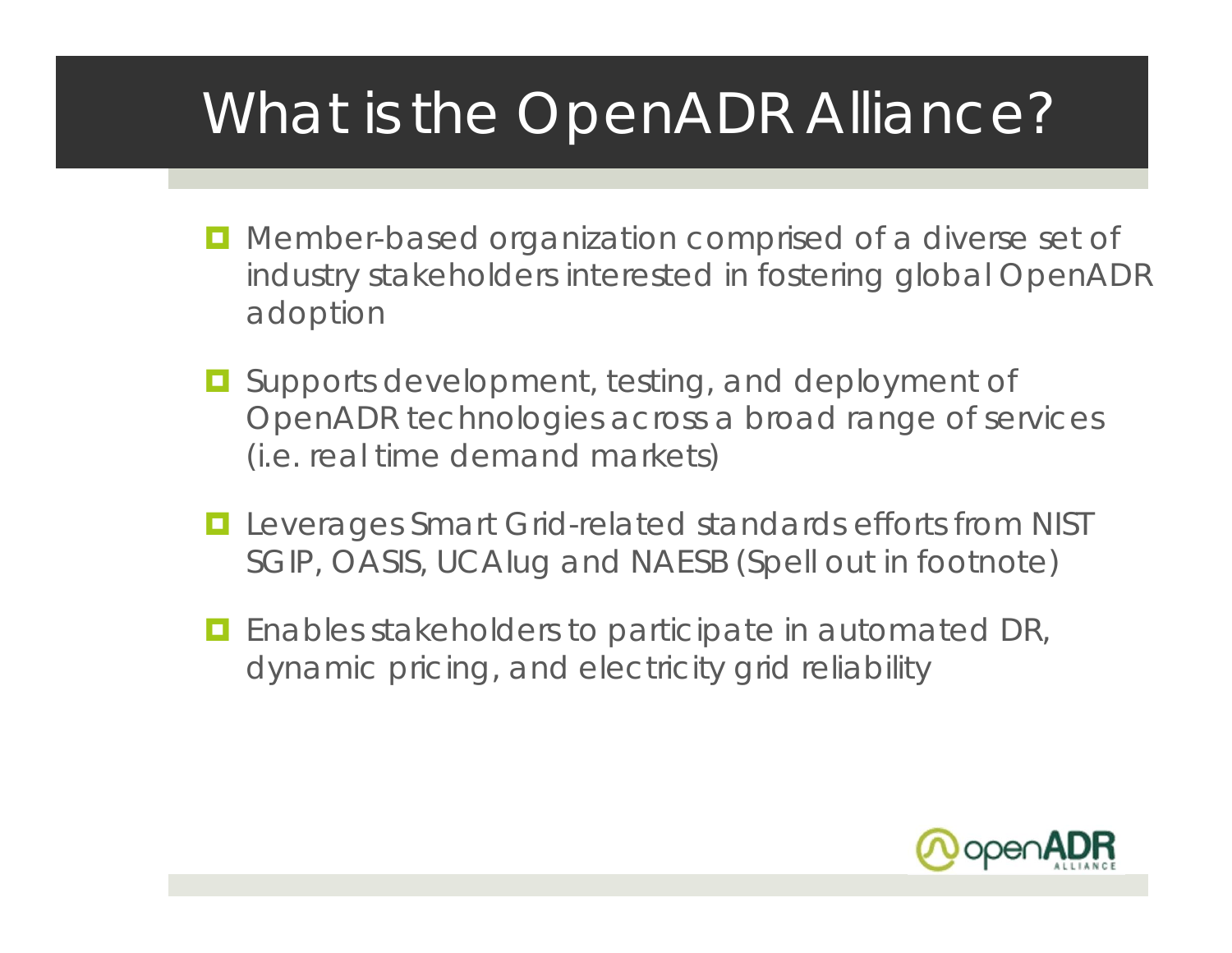# What is the OpenADR Alliance?

- Member-based organization comprised of a diverse set of industry stakeholders interested in fostering global OpenADR adoption
- Supports development, testing, and deployment of OpenADR technologies across a broad range of services (i.e. real time demand markets)
- Leverages Smart Grid-related standards efforts from NIST SGIP, OASIS, UCAIug and NAESB (Spell out in footnote)
- Enables stakeholders to participate in automated DR, dynamic pricing, and electricity grid reliability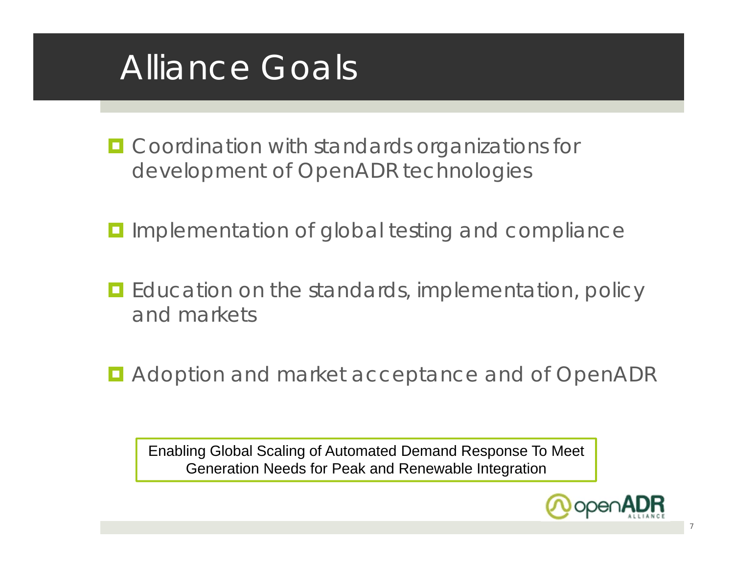# Alliance Goals

- Coordination with standards organizations for development of OpenADR technologies
- Implementation of global testing and compliance
- Education on the standards, implementation, policy and markets
- Adoption and market acceptance and of OpenADR

Enabling Global Scaling of Automated Demand Response To Meet Generation Needs for Peak and Renewable Integration

openADR ALLIANCE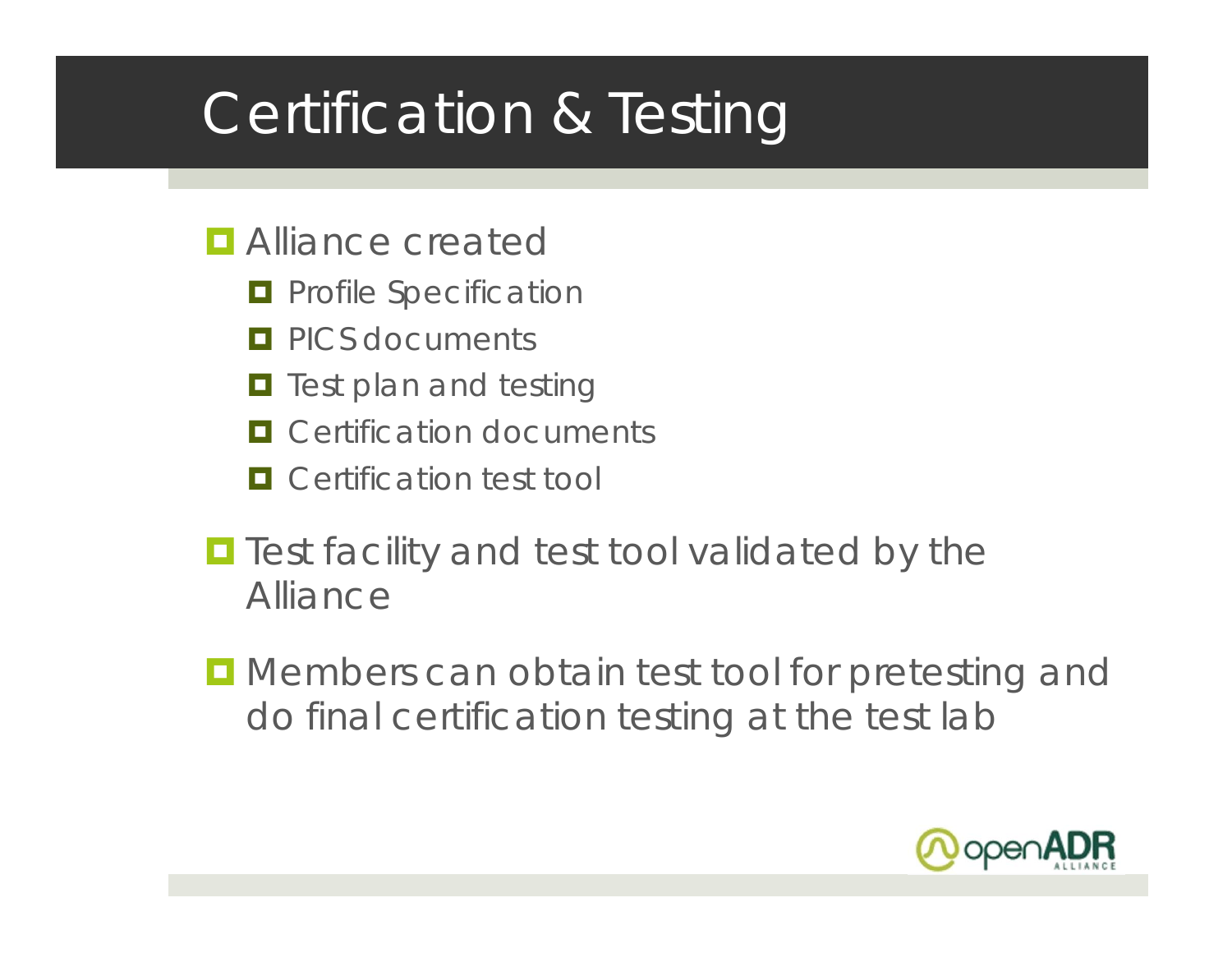# Certification & Testing

- Alliance created
  - Profile Specification
  - PICS documents
  - Test plan and testing
  - Certification documents
  - Certification test tool
- Test facility and test tool validated by the Alliance
- Members can obtain test tool for pretesting and do final certification testing at the test lab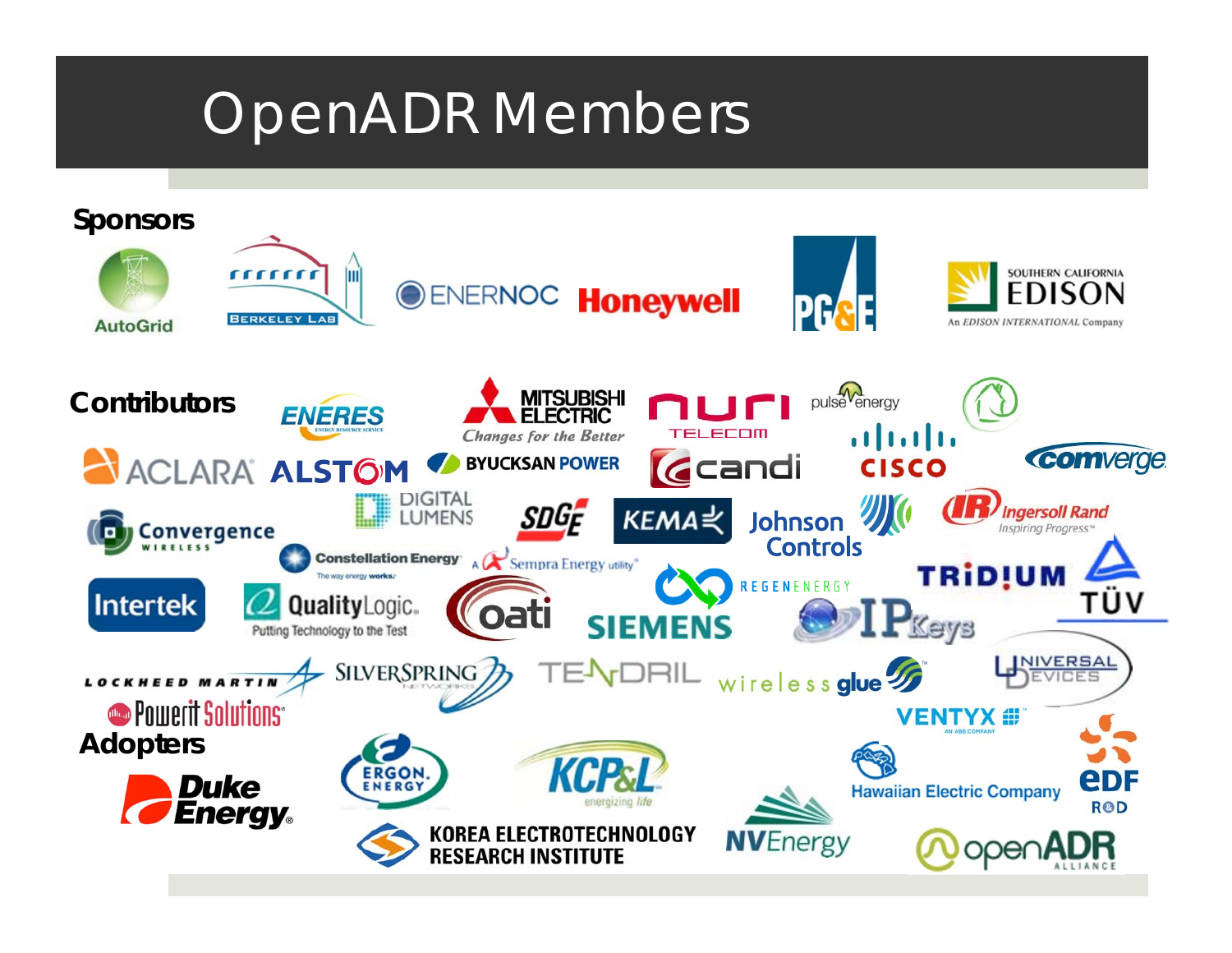# OpenADR Members

**Sponsors**

AutoGrid, Berkeley Lab, EnerNOC, Honeywell, PG&E, Southern California Edison (An Edison International Company)

**Contributors**

Eneres, Mitsubishi Electric (Changes for the Better), Nuri Telecom, pulse energy, Aclara, Alstom, Byucksan Power, Candi, Cisco, Comverge, Convergence Wireless, Digital Lumens, SDG&E, KEMA, Johnson Controls, Ingersoll Rand (Inspiring Progress), Constellation Energy (The way energy works), A Sempra Energy utility, Tridium, TÜV, Intertek, QualityLogic (Putting Technology to the Test), oati, Siemens, Regenenergy, IPKeys, Lockheed Martin, Silver Spring Networks, Tendril, wireless glue, Universal Devices, Powerit Solutions, Ventyx (An ABB Company)

**Adopters**

Duke Energy, Ergon Energy, KCP&L (energizing life), Hawaiian Electric Company, EDF R&D, Korea Electrotechnology Research Institute, NV Energy, OpenADR Alliance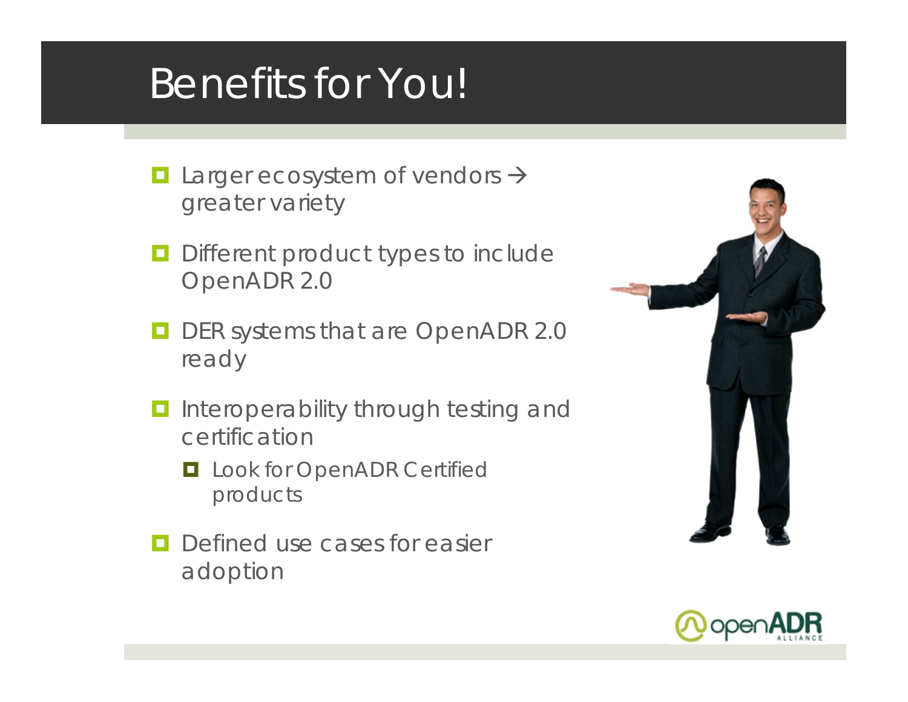# Benefits for You!

- Larger ecosystem of vendors → greater variety
- Different product types to include OpenADR 2.0
- DER systems that are OpenADR 2.0 ready
- Interoperability through testing and certification
  - Look for OpenADR Certified products
- Defined use cases for easier adoption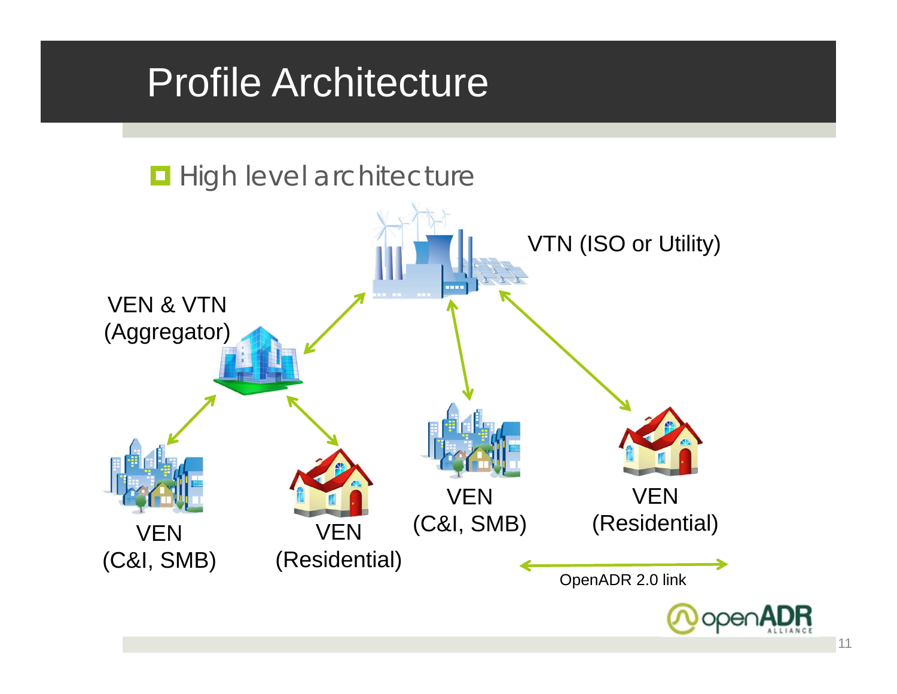# Profile Architecture

- High level architecture

VTN (ISO or Utility)

VEN & VTN (Aggregator)

VEN (C&I, SMB)

VEN (Residential)

VEN (C&I, SMB)

VEN (Residential)

OpenADR 2.0 link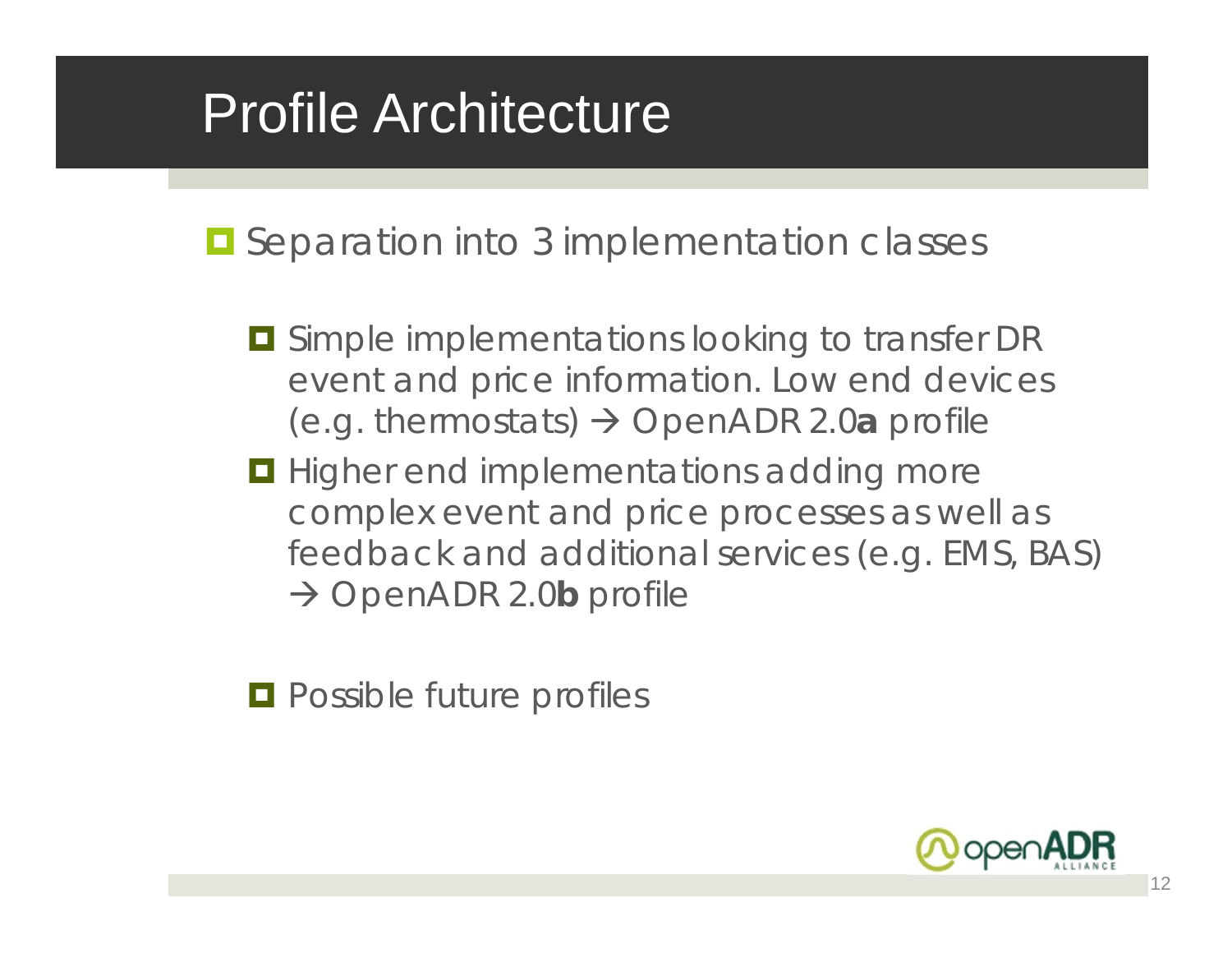# Profile Architecture

- Separation into 3 implementation classes
  - Simple implementations looking to transfer DR event and price information. Low end devices (e.g. thermostats) → OpenADR 2.0**a** profile
  - Higher end implementations adding more complex event and price processes as well as feedback and additional services (e.g. EMS, BAS) → OpenADR 2.0**b** profile
  - Possible future profiles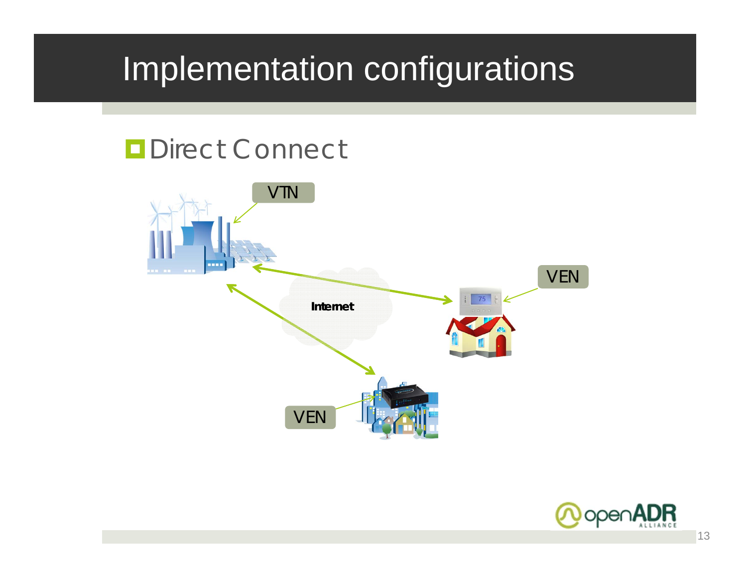# Implementation configurations

- Direct Connect

VTN

VEN

Internet

VEN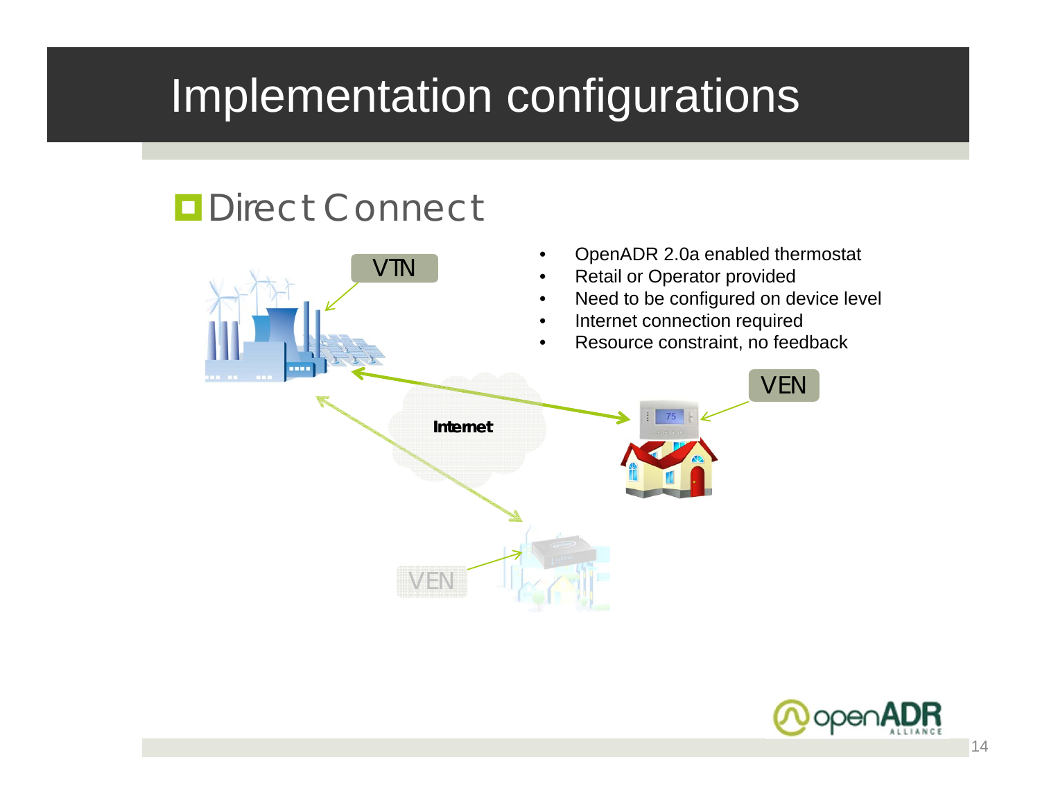# Implementation configurations

## Direct Connect

- OpenADR 2.0a enabled thermostat
- Retail or Operator provided
- Need to be configured on device level
- Internet connection required
- Resource constraint, no feedback

VTN

Internet

VEN

VEN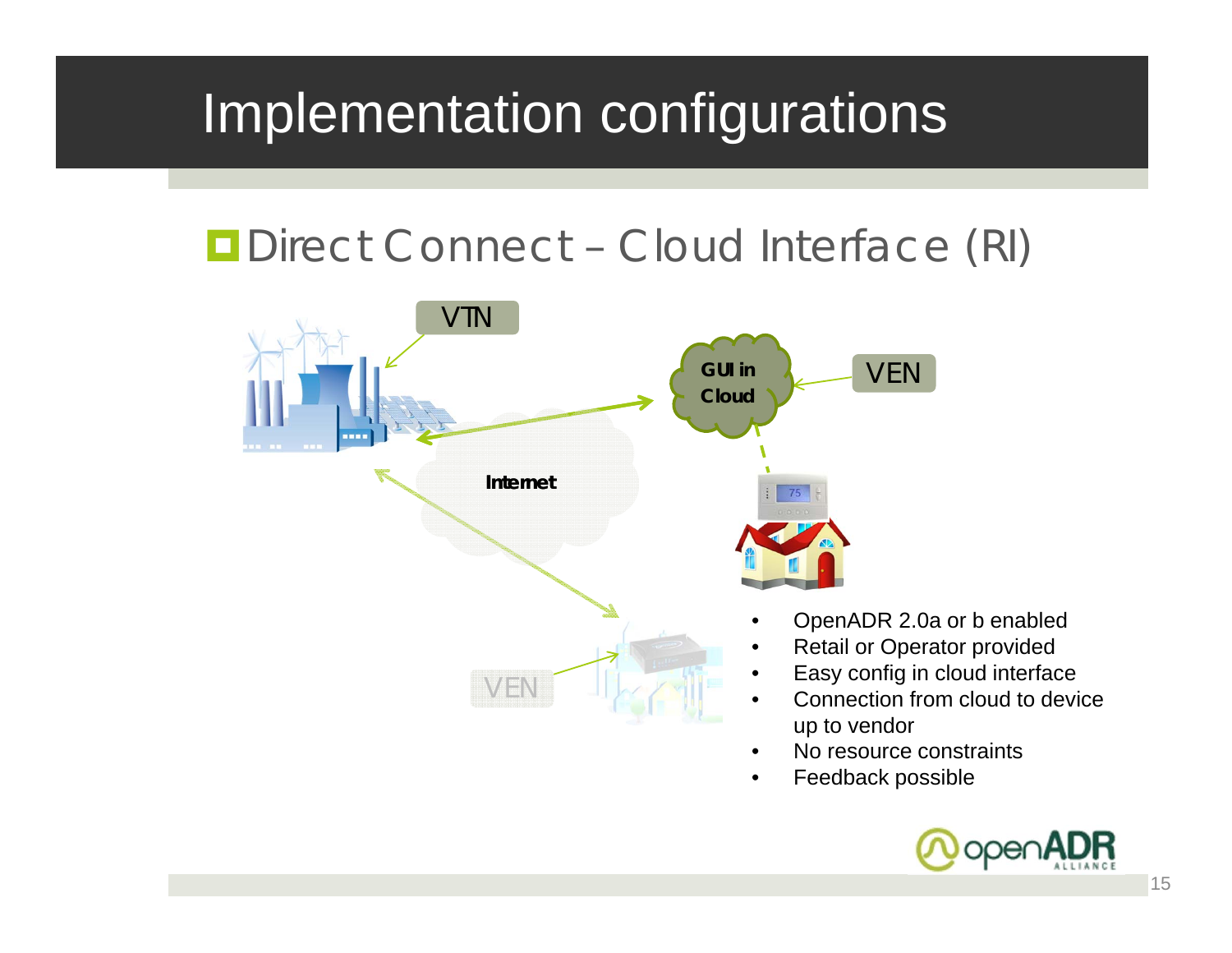# Implementation configurations

## Direct Connect – Cloud Interface (RI)

VTN

GUI in Cloud

VEN

Internet

VEN

- OpenADR 2.0a or b enabled
- Retail or Operator provided
- Easy config in cloud interface
- Connection from cloud to device up to vendor
- No resource constraints
- Feedback possible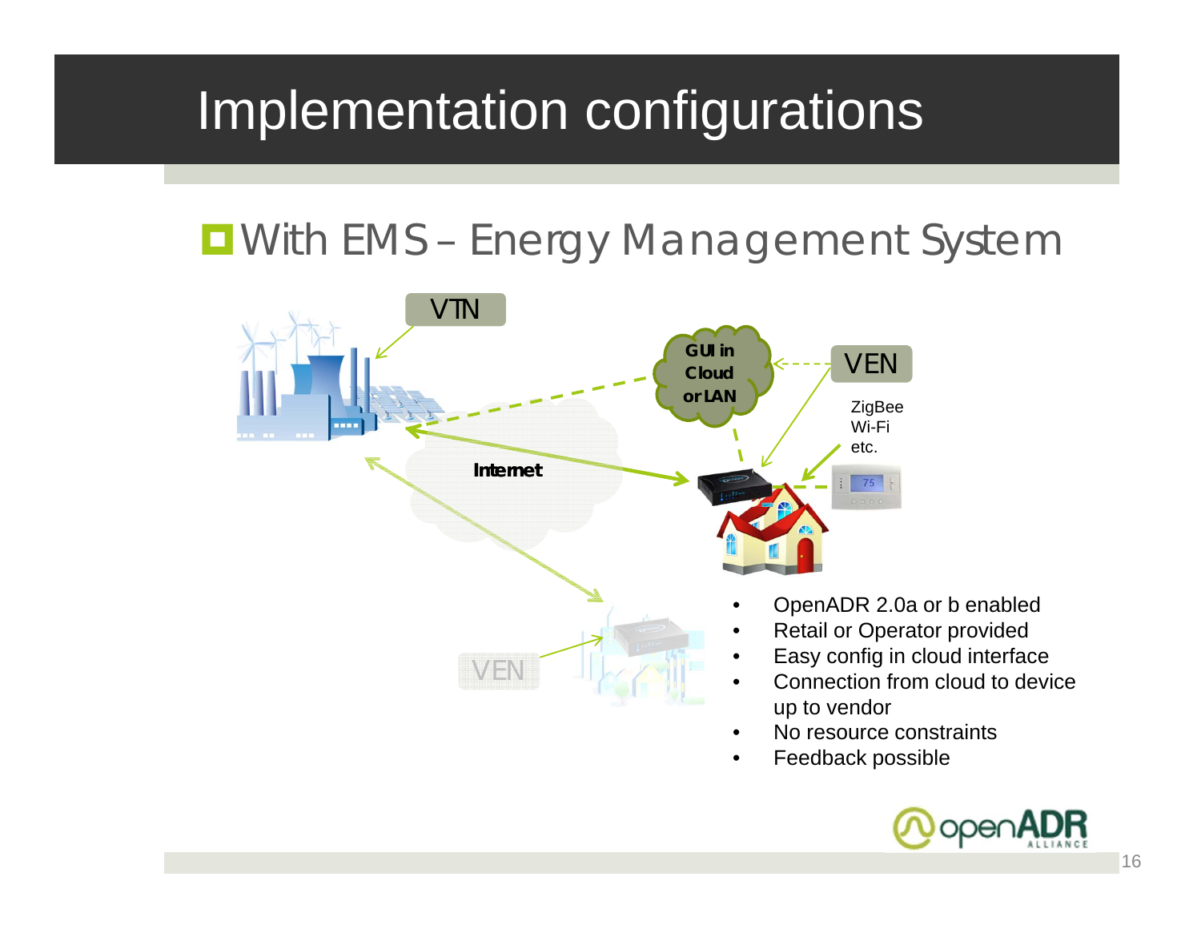# Implementation configurations

## With EMS – Energy Management System

VTN

GUI in Cloud or LAN

VEN

ZigBee
Wi-Fi
etc.

Internet

VEN

- OpenADR 2.0a or b enabled
- Retail or Operator provided
- Easy config in cloud interface
- Connection from cloud to device up to vendor
- No resource constraints
- Feedback possible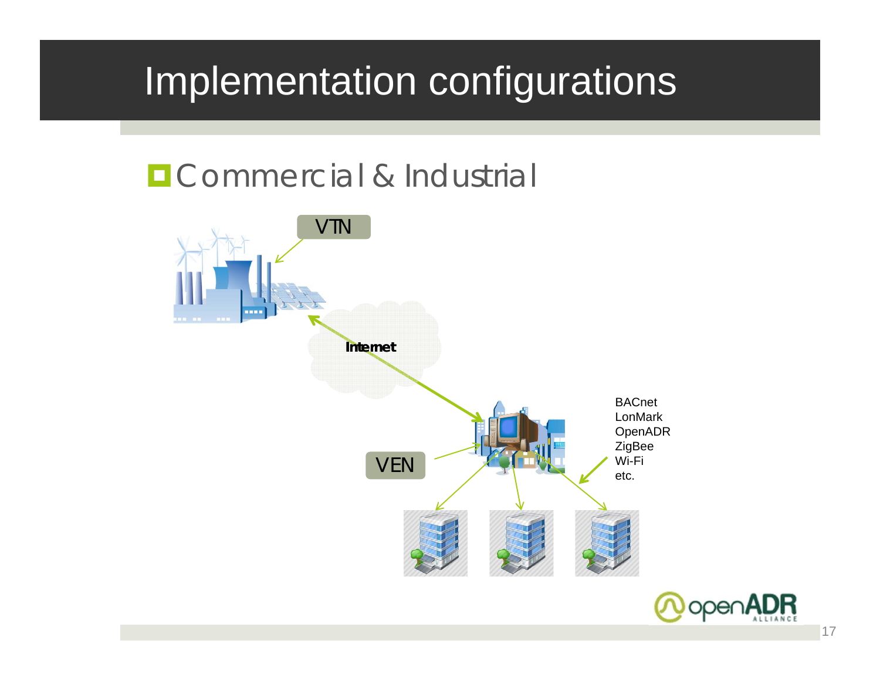# Implementation configurations

- Commercial & Industrial

VTN

Internet

VEN

BACnet
LonMark
OpenADR
ZigBee
Wi-Fi
etc.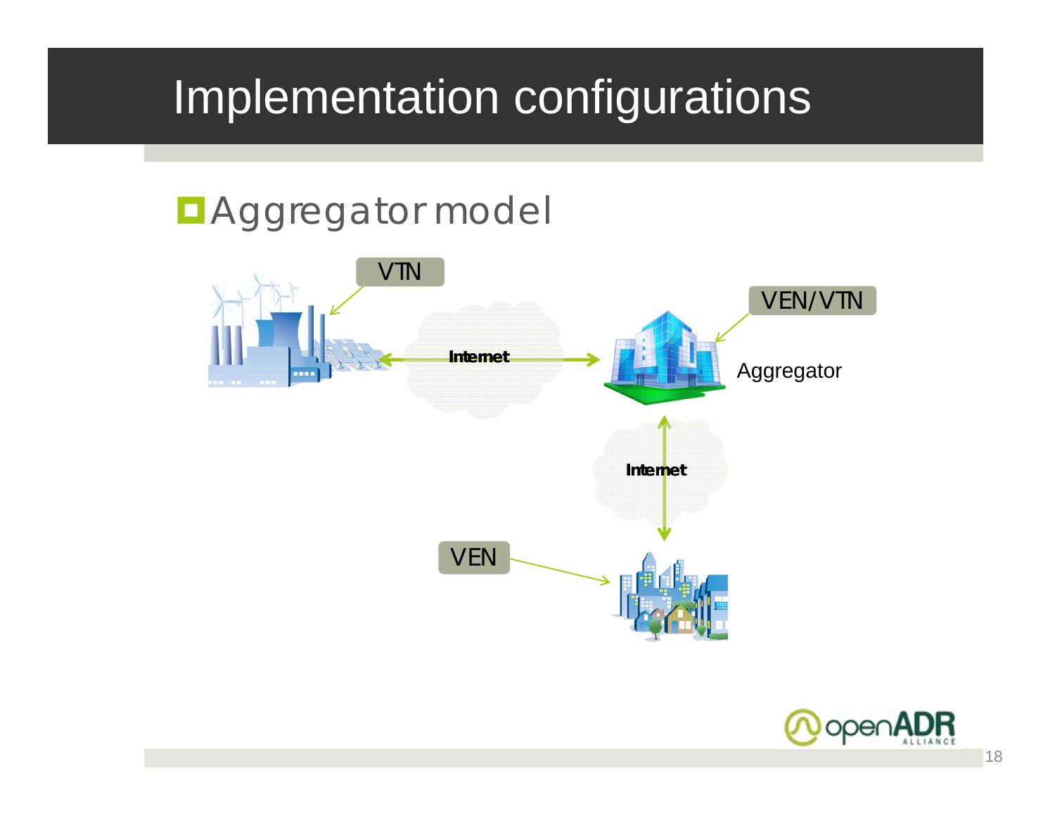# Implementation configurations

- Aggregator model

VTN

Internet

VEN/VTN

Aggregator

Internet

VEN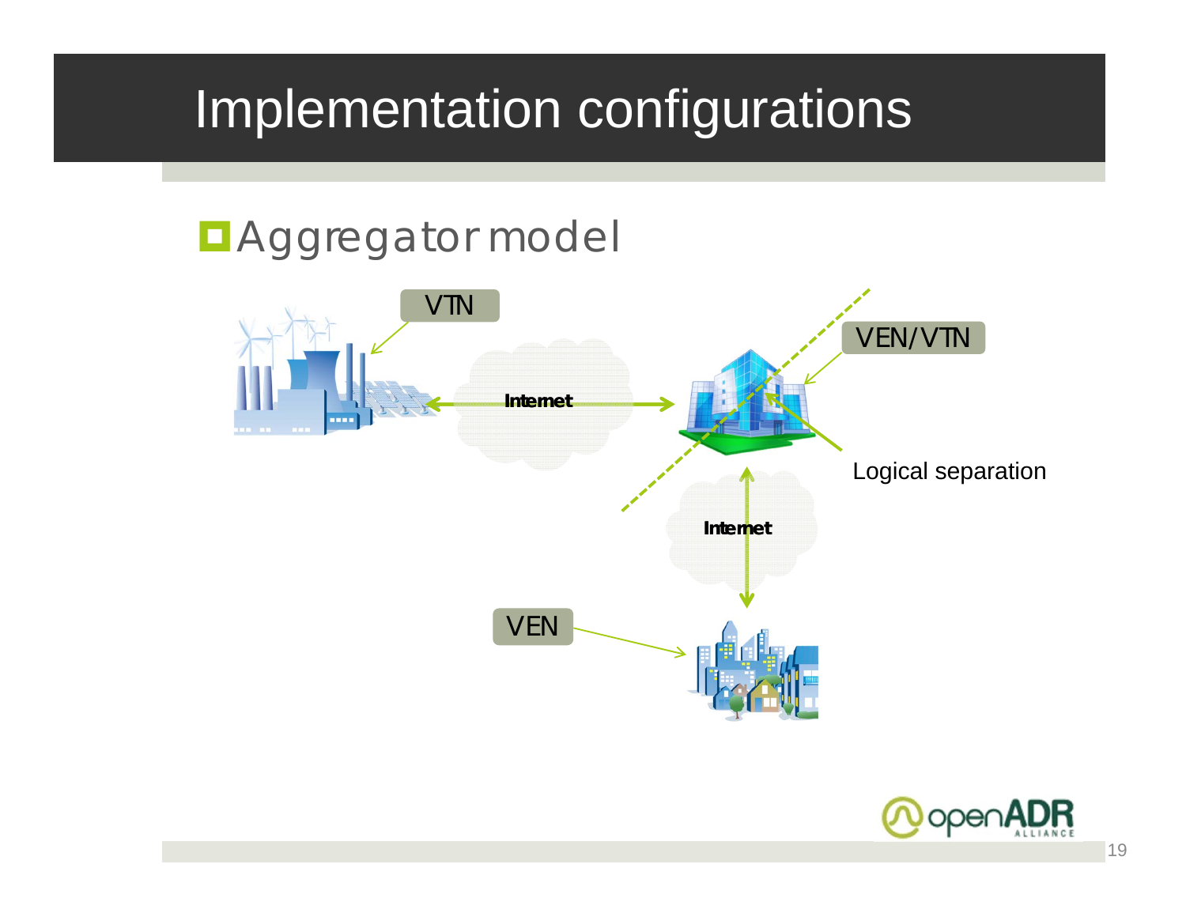# Implementation configurations

- Aggregator model

VTN

Internet

VEN/VTN

Logical separation

Internet

VEN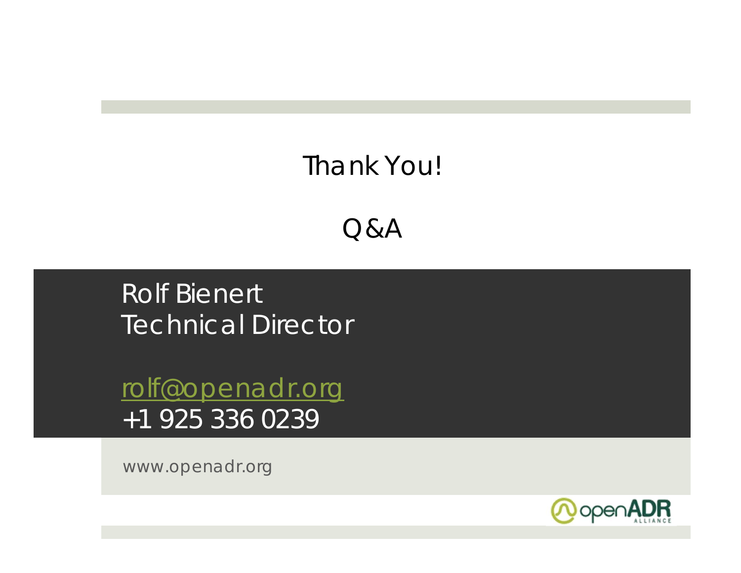# Thank You!

## Q&A

Rolf Bienert
Technical Director

rolf@openadr.org
+1 925 336 0239

www.openadr.org